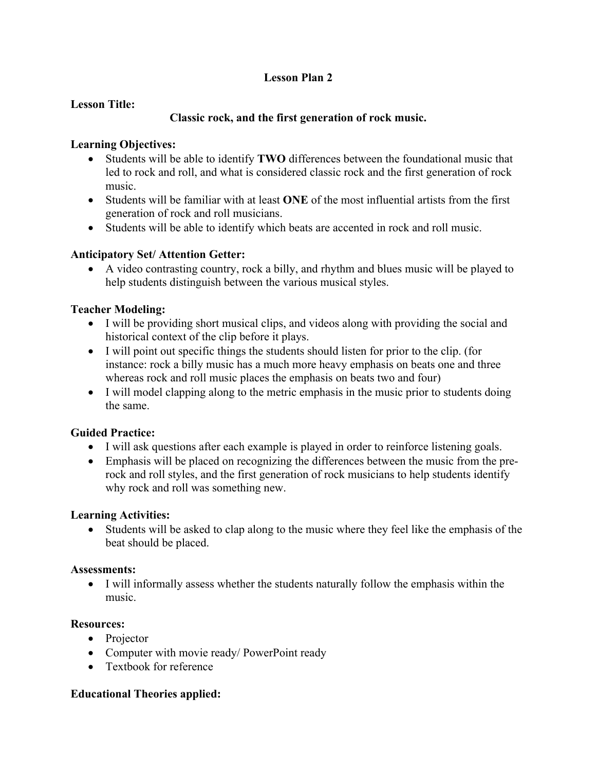# Lesson Plan 2

**Lesson Title:**

**Classic rock, and the first generation of rock music.**

**Learning Objectives:**

- Students will be able to identify **TWO** differences between the foundational music that led to rock and roll, and what is considered classic rock and the first generation of rock music.
- Students will be familiar with at least **ONE** of the most influential artists from the first generation of rock and roll musicians.
- Students will be able to identify which beats are accented in rock and roll music.

**Anticipatory Set/ Attention Getter:**

- A video contrasting country, rock a billy, and rhythm and blues music will be played to help students distinguish between the various musical styles.

**Teacher Modeling:**

- I will be providing short musical clips, and videos along with providing the social and historical context of the clip before it plays.
- I will point out specific things the students should listen for prior to the clip. (for instance: rock a billy music has a much more heavy emphasis on beats one and three whereas rock and roll music places the emphasis on beats two and four)
- I will model clapping along to the metric emphasis in the music prior to students doing the same.

**Guided Practice:**

- I will ask questions after each example is played in order to reinforce listening goals.
- Emphasis will be placed on recognizing the differences between the music from the pre-rock and roll styles, and the first generation of rock musicians to help students identify why rock and roll was something new.

**Learning Activities:**

- Students will be asked to clap along to the music where they feel like the emphasis of the beat should be placed.

**Assessments:**

- I will informally assess whether the students naturally follow the emphasis within the music.

**Resources:**

- Projector
- Computer with movie ready/ PowerPoint ready
- Textbook for reference

**Educational Theories applied:**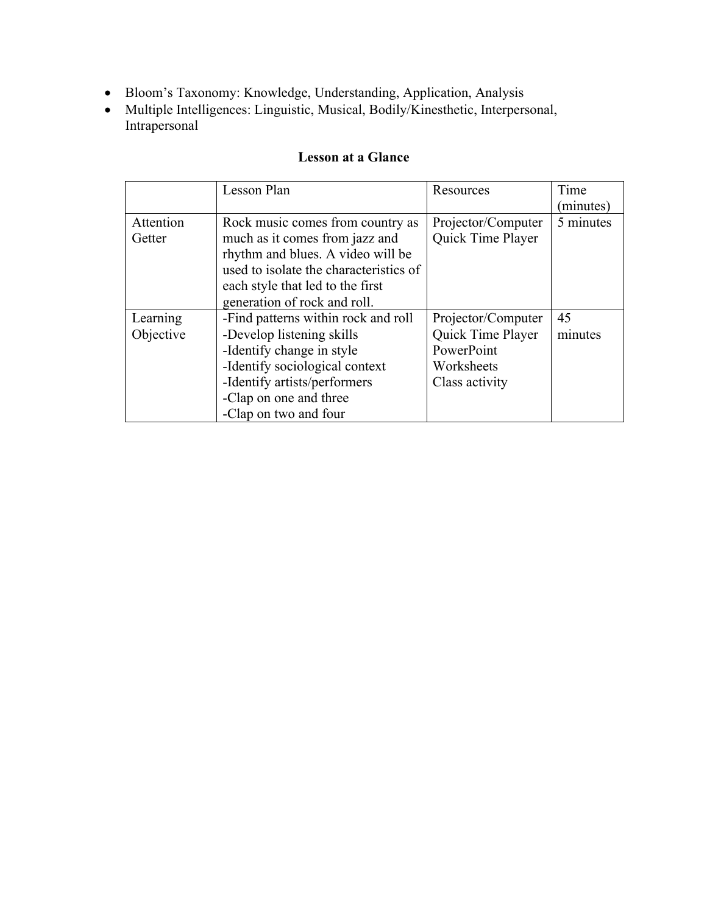- Bloom's Taxonomy: Knowledge, Understanding, Application, Analysis
- Multiple Intelligences: Linguistic, Musical, Bodily/Kinesthetic, Interpersonal, Intrapersonal

**Lesson at a Glance**

| | Lesson Plan | Resources | Time (minutes) |
|---|---|---|---|
| Attention Getter | Rock music comes from country as much as it comes from jazz and rhythm and blues. A video will be used to isolate the characteristics of each style that led to the first generation of rock and roll. | Projector/Computer<br>Quick Time Player | 5 minutes |
| Learning Objective | -Find patterns within rock and roll<br>-Develop listening skills<br>-Identify change in style<br>-Identify sociological context<br>-Identify artists/performers<br>-Clap on one and three<br>-Clap on two and four | Projector/Computer<br>Quick Time Player<br>PowerPoint<br>Worksheets<br>Class activity | 45 minutes |